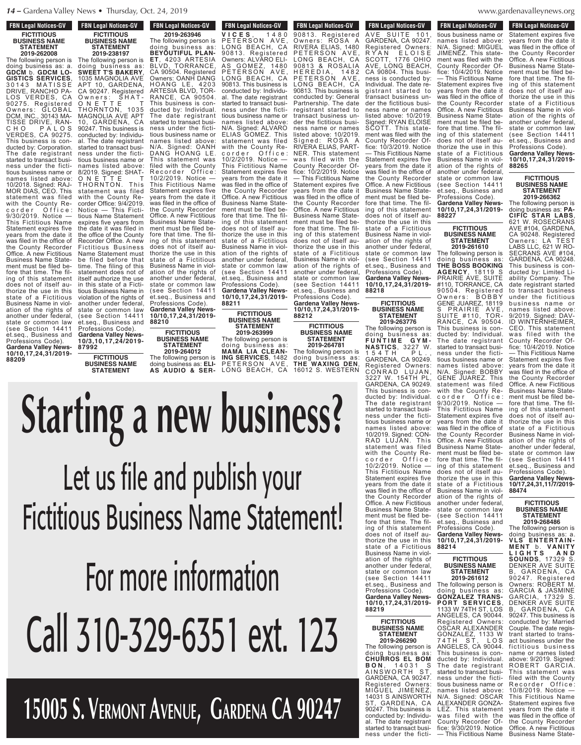**FBN Legal Notices-GV**

### FICTITIOUS BUSINESS NAME STATEMENT 2019-262008

The following person is doing business as: a. **GDCM** b. **GDCM LOGISTICS SERVICES**, 30143 MATISSE DRIVE, RANCHO PALOS VERDES, CA 90275. Registered Owners: GLOBAL DCM, INC., 30143 MATISSE DRIVE, RANCHO PALOS VERDES, CA 90275. This business is conducted by: Corporation. The date registrant started to transact business under the fictitious business name or names listed above: 10/2018. Signed: RAJMOR DIAS, CEO. This statement was filed with the County Recorder Office: 9/30/2019. Notice — This Fictitious Name Statement expires five years from the date it was filed in the office of the County Recorder Office. A new Fictitious Business Name Statement must be filed before that time. The filing of this statement does not of itself authorize the use in this state of a Fictitious Business Name in violation of the rights of another under federal, state or common law (see Section 14411 et.seq., Business and Professions Code).
**Gardena Valley News-10/10,17,24,31/2019-88209**

### FICTITIOUS BUSINESS NAME STATEMENT 2019-238197

The following person is doing business as: **SWEET T'S BAKERY**, 1035 MAGNOLIA AVE APT 10, GARDENA, CA 90247. Registered Owners: SHATONETTE T THORNTON, 1035 MAGNOLIA AVE APT 10, GARDENA, CA 90247. This business is conducted by: Individual. The date registrant started to transact business under the fictitious business name or names listed above: 8/2019. Signed: SHATONETTE T THORNTON. This statement was filed with the County Recorder Office: 9/4/2019. Notice — This Fictitious Name Statement expires five years from the date it was filed in the office of the County Recorder Office. A new Fictitious Business Name Statement must be filed before that time. The filing of this statement does not of itself authorize the use in this state of a Fictitious Business Name in violation of the rights of another under federal, state or common law (see Section 14411 et.seq., Business and Professions Code).
**Gardena Valley News-10/3,10,17,24/2019-87992**

### FICTITIOUS BUSINESS NAME STATEMENT 2019-263946

The following person is doing business as: **BEYOUTIFUL PLANET**, 4203 ARTESIA BLVD, TORRANCE, CA 90504. Registered Owners: OANH DANG HOANG LE, 4203 ARTESIA BLVD, TORRANCE, CA 90504. This business is conducted by: Individual. The date registrant started to transact business under the fictitious business name or names listed above: N/A. Signed: OANH DANG HOANG LE. This statement was filed with the County Recorder Office: 10/2/2019. Notice — This Fictitious Name Statement expires five years from the date it was filed in the office of the County Recorder Office. A new Fictitious Business Name Statement must be filed before that time. The filing of this statement does not of itself authorize the use in this state of a Fictitious Business Name in violation of the rights of another under federal, state or common law (see Section 14411 et.seq., Business and Professions Code).
**Gardena Valley News-10/10,17,24,31/2019-88210**

### FICTITIOUS BUSINESS NAME STATEMENT 2019-264012

The following person is doing business as: **ELIAS AUDIO & SERVICES**, 1480 PETERSON AVE, LONG BEACH, CA 90813. Registered Owners: ALVARO ELIAS GOMEZ, 1480 PETERSON AVE, LONG BEACH, CA 90813. This business is conducted by: Individual. The date registrant started to transact business under the fictitious business name or names listed above: N/A. Signed: ALVARO ELIAS GOMEZ. This statement was filed with the County Recorder Office: 10/2/2019. Notice — This Fictitious Name Statement expires five years from the date it was filed in the office of the County Recorder Office. A new Fictitious Business Name Statement must be filed before that time. The filing of this statement does not of itself authorize the use in this state of a Fictitious Business Name in violation of the rights of another under federal, state or common law (see Section 14411 et.seq., Business and Professions Code).
**Gardena Valley News-10/10,17,24,31/2019-88211**

### FICTITIOUS BUSINESS NAME STATEMENT 2019-263999

The following person is doing business as: **MAMA LIA CLEANING SERVICES**, 1482 PETERSON AVE, LONG BEACH, CA 90813. Registered Owners: ROSA A RIVERA ELIAS, 1480 PETERSON AVE, LONG BEACH, CA 90813 & ROSALIA HEREDIA, 1482 PETERSON AVE, LONG BEACH, CA 90813. This business is conducted by: General Partnership. The date registrant started to transact business under the fictitious business name or names listed above: 10/2019. Signed: ROSA A RIVERA ELIAS, PARTNER. This statement was filed with the County Recorder Office: 10/2/2019. Notice — This Fictitious Name Statement expires five years from the date it was filed in the office of the County Recorder Office. A new Fictitious Business Name Statement must be filed before that time. The filing of this statement does not of itself authorize the use in this state of a Fictitious Business Name in violation of the rights of another under federal, state or common law (see Section 14411 et.seq., Business and Professions Code).
**Gardena Valley News-10/10,17,24,31/2019-88212**

### FICTITIOUS BUSINESS NAME STATEMENT 2019-264781

The following person is doing business as: **THE WAXING DEN**, 16012 S. WESTERN AVE SUITE 101, GARDENA, CA 90247. Registered Owners: RYAN ELOISE SCOTT, 1776 OHIO AVE, LONG BEACH, CA 90804. This business is conducted by: Individual. The date registrant started to transact business under the fictitious business name or names listed above: 10/2019. Signed: RYAN ELOISE SCOTT. This statement was filed with the County Recorder Office: 10/3/2019. Notice — This Fictitious Name Statement expires five years from the date it was filed in the office of the County Recorder Office. A new Fictitious Business Name Statement must be filed before that time. The filing of this statement does not of itself authorize the use in this state of a Fictitious Business Name in violation of the rights of another under federal, state or common law (see Section 14411 et.seq., Business and Professions Code).
**Gardena Valley News-10/10,17,24,31/2019-88218**

### FICTITIOUS BUSINESS NAME STATEMENT 2019-263776

The following person is doing business as: **FUNTIME GYMNASTICS**, 3227 W. 154TH PL., GARDENA, CA 90249. Registered Owners: CONRAD LUJAN, 3227 W. 154TH PL, GARDENA, CA 90249. This business is conducted by: Individual. The date registrant started to transact business under the fictitious business name or names listed above: 10/2019. Signed: CONRAD LUJAN. This statement was filed with the County Recorder Office: 10/2/2019. Notice — This Fictitious Name Statement expires five years from the date it was filed in the office of the County Recorder Office. A new Fictitious Business Name Statement must be filed before that time. The filing of this statement does not of itself authorize the use in this state of a Fictitious Business Name in violation of the rights of another under federal, state or common law (see Section 14411 et.seq., Business and Professions Code).
**Gardena Valley News-10/10,17,24,31/2019-88219**

### FICTITIOUS BUSINESS NAME STATEMENT 2019-266290

The following person is doing business as: **CHURROS EL BOMBON**, 14031 S AINSWORTH ST, GARDENA, CA 90247. Registered Owners: MIGUEL JIMENEZ, 14031 S AINSWORTH ST, GARDENA, CA 90247. This business is conducted by: Individual. The date registrant started to transact business under the fictitious business name or names listed above: N/A. Signed: MIGUEL JIMENEZ. This statement was filed with the County Recorder Office: 10/4/2019. Notice — This Fictitious Name Statement expires five years from the date it was filed in the office of the County Recorder Office. A new Fictitious Business Name Statement must be filed before that time. The filing of this statement does not of itself authorize the use in this state of a Fictitious Business Name in violation of the rights of another under federal, state or common law (see Section 14411 et.seq., Business and Professions Code).
**Gardena Valley News-10/10,17,24,31/2019-88227**

### FICTITIOUS BUSINESS NAME STATEMENT 2019-261610

The following person is doing business as: **THE BOSS BOOKING AGENCY**, 18119 S PRAIRIE AVE, SUITE #110, TORRANCE, CA 90504. Registered Owners: BOBBY GENE JUAREZ, 18119 S PRAIRIE AVE, SUITE #110, TORRANCE, CA 90504. This business is conducted by: Individual. The date registrant started to transact business under the fictitious business name or names listed above: N/A. Signed: BOBBY GENE JUAREZ. This statement was filed with the County Recorder Office: 9/30/2019. Notice — This Fictitious Name Statement expires five years from the date it was filed in the office of the County Recorder Office. A new Fictitious Business Name Statement must be filed before that time. The filing of this statement does not of itself authorize the use in this state of a Fictitious Business Name in violation of the rights of another under federal, state or common law (see Section 14411 et.seq., Business and Professions Code).
**Gardena Valley News-10/10,17,24,31/2019-88214**

### FICTITIOUS BUSINESS NAME STATEMENT 2019-261612

The following person is doing business as: **GONZALEZ TRANSPORT SERVICES**, 1133 W 74TH ST, LOS ANGELES, CA 90044. Registered Owners: OSCAR ALEXANDER GONZALEZ, 1133 W 74TH ST, LOS ANGELES, CA 90044. This business is conducted by: Individual. The date registrant started to transact business under the fictitious business name or names listed above: N/A. Signed: OSCAR ALEXANDER GONZALEZ. This statement was filed with the County Recorder Office: 9/30/2019. Notice — This Fictitious Name Statement expires five years from the date it was filed in the office of the County Recorder Office. A new Fictitious Business Name Statement must be filed before that time. The filing of this statement does not of itself authorize the use in this state of a Fictitious Business Name in violation of the rights of another under federal, state or common law (see Section 14411 et.seq., Business and Professions Code).
**Gardena Valley News-10/10,17,24,31/2019-88265**

### FICTITIOUS BUSINESS NAME STATEMENT 2019-266362

The following person is doing business as: **PACIFIC STAR LABS**, 621 W. ROSECRANS AVE #104, GARDENA, CA 90248. Registered Owners: LA TEST LABS LLC, 621 W ROSECRANS AVE #104, GARDENA, CA 90248. This business is conducted by: Limited Liability Company. The date registrant started to transact business under the fictitious business name or names listed above: 9/2019. Signed: DAVID WINTERNHEIMER, CEO. This statement was filed with the County Recorder Office: 10/4/2019. Notice — This Fictitious Name Statement expires five years from the date it was filed in the office of the County Recorder Office. A new Fictitious Business Name Statement must be filed before that time. The filing of this statement does not of itself authorize the use in this state of a Fictitious Business Name in violation of the rights of another under federal, state or common law (see Section 14411 et.seq., Business and Professions Code).
**Gardena Valley News-10/17,24,31,11/7/2019-88474**

### FICTITIOUS BUSINESS NAME STATEMENT 2019-268486

The following person is doing business as: a. **VLS ENTERTAINMENT** b. **VANITY LIGHTS AND SOUNDS**, 17329 S. DENKER AVE SUITE B, GARDENA, CA 90247. Registered Owners: ROBERT M. GARCIA & JASMINE GARCIA, 17329 S. DENKER AVE SUITE B, GARDENA, CA 90247. This business is conducted by: Married Couple. The date registrant started to transact business under the fictitious business name or names listed above: 9/2019. Signed: ROBERT GARCIA. This statement was filed with the County Recorder Office: 10/8/2019. Notice — This Fictitious Name Statement expires five years from the date it was filed in the office of the County Recorder Office. A new Fictitious Business Name State-

# Starting a new business?

## Let us file and publish your Fictitious Business Name Statement!

## For more information

# Call 310-329-6351 ext. 123

## 15005 S. Vermont Avenue, Gardena CA 90247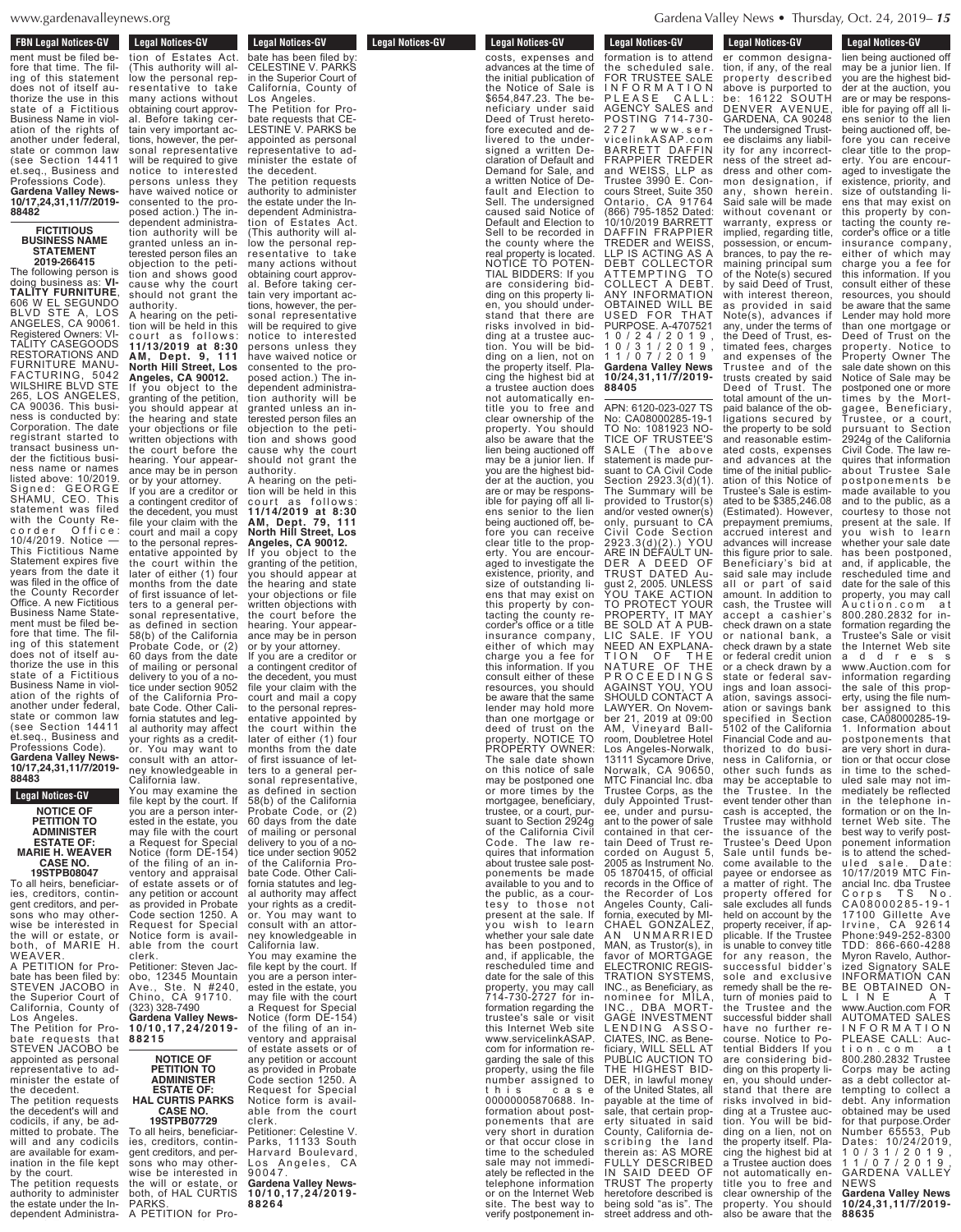ment must be filed before that time. The filing of this statement does not of itself authorize the use in this state of a Fictitious Business Name in violation of the rights of another under federal, state or common law (see Section 14411 et.seq., Business and Professions Code).
**Gardena Valley News-10/17,24,31,11/7/2019-88482**

**FICTITIOUS BUSINESS NAME STATEMENT 2019-266415**

The following person is doing business as: **VITALITY FURNITURE**, 606 W EL SEGUNDO BLVD STE A, LOS ANGELES, CA 90061. Registered Owners: VITALITY CASEGOODS RESTORATIONS AND FURNITURE MANUFACTURING, 5042 WILSHIRE BLVD STE 265, LOS ANGELES, CA 90036. This business is conducted by: Corporation. The date registrant started to transact business under the fictitious business name or names listed above: 10/2019. Signed: GEORGE SHAMU, CEO. This statement was filed with the County Recorder Office: 10/4/2019. Notice — This Fictitious Name Statement expires five years from the date it was filed in the office of the County Recorder Office. A new Fictitious Business Name Statement must be filed before that time. The filing of this statement does not of itself authorize the use in this state of a Fictitious Business Name in violation of the rights of another under federal, state or common law (see Section 14411 et.seq., Business and Professions Code).
**Gardena Valley News-10/17,24,31,11/7/2019-88483**

**NOTICE OF PETITION TO ADMINISTER ESTATE OF: MARIE H. WEAVER CASE NO. 19STPB08047**

To all heirs, beneficiaries, creditors, contingent creditors, and persons who may otherwise be interested in the will or estate, or both, of MARIE H. WEAVER.

A PETITION for Probate has been filed by: STEVEN JACOBO in the Superior Court of California, County of Los Angeles.

The Petition for Probate requests that STEVEN JACOBO be appointed as personal representative to administer the estate of the decedent.

The petition requests the decedent's will and codicils, if any, be admitted to probate. The will and any codicils are available for examination in the file kept by the court.

The petition requests authority to administer the estate under the Independent Administration of Estates Act. (This authority will allow the personal representative to take many actions without obtaining court approval. Before taking certain very important actions, however, the personal representative will be required to give notice to interested persons unless they have waived notice or consented to the proposed action.) The independent administration authority will be granted unless an interested person files an objection to the petition and shows good cause why the court should not grant the authority.

A hearing on the petition will be held in this court as follows: **11/13/2019 at 8:30 AM, Dept. 9, 111 North Hill Street, Los Angeles, CA 90012.**

If you object to the granting of the petition, you should appear at the hearing and state your objections or file written objections with the court before the hearing. Your appearance may be in person or by your attorney.

If you are a creditor or a contingent creditor of the decedent, you must file your claim with the court and mail a copy to the personal representative appointed by the court within the later of either (1) four months from the date of first issuance of letters to a general personal representative, as defined in section 58(b) of the California Probate Code, or (2) 60 days from the date of mailing or personal delivery to you of a notice under section 9052 of the California Probate Code. Other California statutes and legal authority may affect your rights as a creditor. You may want to consult with an attorney knowledgeable in California law.

You may examine the file kept by the court. If you are a person interested in the estate, you may file with the court a Request for Special Notice (form DE-154) of the filing of an inventory and appraisal of estate assets or of any petition or account as provided in Probate Code section 1250. A Request for Special Notice form is available from the court clerk.

Petitioner: Steven Jacobo, 12345 Mountain Ave., Ste. N #240, Chino, CA 91710. (323) 328-7490
**Gardena Valley News-10/10,17,24/2019-88215**

**NOTICE OF PETITION TO ADMINISTER ESTATE OF: HAL CURTIS PARKS CASE NO. 19STPB07729**

To all heirs, beneficiaries, creditors, contingent creditors, and persons who may otherwise be interested in the will or estate, or both, of HAL CURTIS PARKS.

A PETITION for Probate has been filed by: CELESTINE V. PARKS in the Superior Court of California, County of Los Angeles.

The Petition for Probate requests that CELESTINE V. PARKS be appointed as personal representative to administer the estate of the decedent.

The petition requests authority to administer the estate under the Independent Administration of Estates Act. (This authority will allow the personal representative to take many actions without obtaining court approval. Before taking certain very important actions, however, the personal representative will be required to give notice to interested persons unless they have waived notice or consented to the proposed action.) The independent administration authority will be granted unless an interested person files an objection to the petition and shows good cause why the court should not grant the authority.

A hearing on the petition will be held in this court as follows: **11/14/2019 at 8:30 AM, Dept. 79, 111 North Hill Street, Los Angeles, CA 90012.**

If you object to the granting of the petition, you should appear at the hearing and state your objections or file written objections with the court before the hearing. Your appearance may be in person or by your attorney.

If you are a creditor or a contingent creditor of the decedent, you must file your claim with the court and mail a copy to the personal representative appointed by the court within the later of either (1) four months from the date of first issuance of letters to a general personal representative, as defined in section 58(b) of the California Probate Code, or (2) 60 days from the date of mailing or personal delivery to you of a notice under section 9052 of the California Probate Code. Other California statutes and legal authority may affect your rights as a creditor. You may want to consult with an attorney knowledgeable in California law.

You may examine the file kept by the court. If you are a person interested in the estate, you may file with the court a Request for Special Notice (form DE-154) of the filing of an inventory and appraisal of estate assets or of any petition or account as provided in Probate Code section 1250. A Request for Special Notice form is available from the court clerk.

Petitioner: Celestine V. Parks, 11133 South Harvard Boulevard, Los Angeles, CA 90047.
**Gardena Valley News-10/10,17,24/2019-88264**

costs, expenses and advances at the time of the initial publication of the Notice of Sale is $654,847.23. The beneficiary under said Deed of Trust heretofore executed and delivered to the undersigned a written Declaration of Default and Demand for Sale, and a written Notice of Default and Election to Sell. The undersigned caused said Notice of Default and Election to Sell to be recorded in the county where the real property is located. NOTICE TO POTENTIAL BIDDERS: If you are considering bidding on this property lien, you should understand that there are risks involved in bidding at a trustee auction. You will be bidding on a lien, not on the property itself. Placing the highest bid at a trustee auction does not automatically entitle you to free and clear ownership of the property. You should also be aware that the lien being auctioned off may be a junior lien. If you are the highest bidder at the auction, you are or may be responsible for paying off all liens senior to the lien being auctioned off, before you can receive clear title to the property. You are encouraged to investigate the existence, priority, and size of outstanding liens that may exist on this property by contacting the county recorder's office or a title insurance company, either of which may charge you a fee for this information. If you consult either of these resources, you should be aware that the same lender may hold more than one mortgage or deed of trust on the property. NOTICE TO PROPERTY OWNER: The sale date shown on this notice of sale may be postponed one or more times by the mortgagee, beneficiary, trustee, or a court, pursuant to Section 2924g of the California Civil Code. The law requires that information about trustee sale postponements be made available to you and to the public, as a courtesy to those not present at the sale. If you wish to learn whether your sale date has been postponed, and, if applicable, the rescheduled time and date for the sale of this property, you may call 714-730-2727 for information regarding the trustee's sale or visit this Internet Web site www.servicelinkASAP.com for information regarding the sale of this property, using the file number assigned to this case 00000005870688. Information about postponements that are very short in duration or that occur close in time to the scheduled sale may not immediately be reflected in the telephone information or on the Internet Web site. The best way to verify postponement information is to attend the scheduled sale. FOR TRUSTEE SALE INFORMATION PLEASE CALL: AGENCY SALES and POSTING 714-730-2727 www.servicelinkASAP.com BARRETT DAFFIN FRAPPIER TREDER and WEISS, LLP as Trustee 3990 E. Concours Street, Suite 350 Ontario, CA 91764 (866) 795-1852 Dated: 10/10/2019 BARRETT DAFFIN FRAPPIER TREDER and WEISS, LLP IS ACTING AS A DEBT COLLECTOR ATTEMPTING TO COLLECT A DEBT. ANY INFORMATION OBTAINED WILL BE USED FOR THAT PURPOSE. A-4707521 10/24/2019, 10/31/2019, 11/07/2019
**Gardena Valley News 10/24,31,11/7/2019-88405**

APN: 6120-023-027 TS No: CA08000285-19-1 TO No: 1081923 NOTICE OF TRUSTEE'S SALE (The above statement is made pursuant to CA Civil Code Section 2923.3(d)(1). The Summary will be provided to Trustor(s) and/or vested owner(s) only, pursuant to CA Civil Code Section 2923.3(d)(2).) YOU ARE IN DEFAULT UNDER A DEED OF TRUST DATED August 2, 2005. UNLESS YOU TAKE ACTION TO PROTECT YOUR PROPERTY, IT MAY BE SOLD AT A PUBLIC SALE. IF YOU NEED AN EXPLANATION OF THE NATURE OF THE PROCEEDINGS AGAINST YOU, YOU SHOULD CONTACT A LAWYER. On November 21, 2019 at 09:00 AM, Vineyard Ballroom, Doubletree Hotel Los Angeles-Norwalk, 13111 Sycamore Drive, Norwalk, CA 90650, MTC Financial Inc. dba Trustee Corps, as the duly Appointed Trustee, under and pursuant to the power of sale contained in that certain Deed of Trust recorded on August 5, 2005 as Instrument No. 05 1870415, of official records in the Office of the Recorder of Los Angeles County, California, executed by MICHAEL GONZALEZ, AN UNMARRIED MAN, as Trustor(s), in favor of MORTGAGE ELECTRONIC REGISTRATION SYSTEMS, INC., as Beneficiary, as nominee for MILA, INC., DBA MORTGAGE INVESTMENT LENDING ASSOCIATES, INC. as Beneficiary, WILL SELL AT PUBLIC AUCTION TO THE HIGHEST BIDDER, in lawful money of the United States, all payable at the time of sale, that certain property situated in said County, California describing the land therein as: AS MORE FULLY DESCRIBED IN SAID DEED OF TRUST The property heretofore described is being sold "as is". The street address and other common designation, if any, of the real property described above is purported to be: 16122 SOUTH DENVER AVENUE, GARDENA, CA 90248 The undersigned Trustee disclaims any liability for any incorrectness of the street address and other common designation, if any, shown herein. Said sale will be made without covenant or warranty, express or implied, regarding title, possession, or encumbrances, to pay the remaining principal sum of the Note(s) secured by said Deed of Trust, with interest thereon, as provided in said Note(s), advances if any, under the terms of the Deed of Trust, estimated fees, charges and expenses of the Trustee and of the trusts created by said Deed of Trust. The total amount of the unpaid balance of the obligations secured by the property to be sold and reasonable estimated costs, expenses and advances at the time of the initial publication of this Notice of Trustee's Sale is estimated to be $385,246.08 (Estimated). However, prepayment premiums, accrued interest and advances will increase this figure prior to sale. Beneficiary's bid at said sale may include all or part of said amount. In addition to cash, the Trustee will accept a cashier's check drawn on a state or national bank, a check drawn by a state or federal credit union or a check drawn by a state or federal savings and loan association, savings association or savings bank specified in Section 5102 of the California Financial Code and authorized to do business in California, or other such funds as may be acceptable to the Trustee. In the event tender other than cash is accepted, the Trustee may withhold the issuance of the Trustee's Deed Upon Sale until funds become available to the payee or endorsee as a matter of right. The property offered for sale excludes all funds held on account by the property receiver, if applicable. If the Trustee is unable to convey title for any reason, the successful bidder's sole and exclusive remedy shall be the return of monies paid to the Trustee and the successful bidder shall have no further recourse. Notice to Potential Bidders If you are considering bidding on this property lien, you should understand that there are risks involved in bidding at a Trustee auction. You will be bidding on a lien, not on the property itself. Placing the highest bid at a Trustee auction does not automatically entitle you to free and clear ownership of the property. You should also be aware that the lien being auctioned off may be a junior lien. If you are the highest bidder at the auction, you are or may be responsible for paying off all liens senior to the lien being auctioned off, before you can receive clear title to the property. You are encouraged to investigate the existence, priority, and size of outstanding liens that may exist on this property by contacting the county recorder's office or a title insurance company, either of which may charge you a fee for this information. If you consult either of these resources, you should be aware that the same Lender may hold more than one mortgage or Deed of Trust on the property. Notice to Property Owner The sale date shown on this Notice of Sale may be postponed one or more times by the Mortgagee, Beneficiary, Trustee, or a court, pursuant to Section 2924g of the California Civil Code. The law requires that information about Trustee Sale postponements be made available to you and to the public, as a courtesy to those not present at the sale. If you wish to learn whether your sale date has been postponed, and, if applicable, the rescheduled time and date for the sale of this property, you may call Auction.com at 800.280.2832 for information regarding the Trustee's Sale or visit the Internet Web site address www.Auction.com for information regarding the sale of this property, using the file number assigned to this case, CA08000285-19-1. Information about postponements that are very short in duration or that occur close in time to the scheduled sale may not immediately be reflected in the telephone information or on the Internet Web site. The best way to verify postponement information is to attend the scheduled sale. Date: 10/17/2019 MTC Financial Inc. dba Trustee Corps TS No. CA08000285-19-1 17100 Gillette Ave Irvine, CA 92614 Phone:949-252-8300 TDD: 866-660-4288 Myron Ravelo, Authorized Signatory SALE INFORMATION CAN BE OBTAINED ONLINE AT www.Auction.com FOR AUTOMATED SALES INFORMATION PLEASE CALL: Auction.com at 800.280.2832 Trustee Corps may be acting as a debt collector attempting to collect a debt. Any information obtained may be used for that purpose.Order Number 65553, Pub Dates: 10/24/2019, 10/31/2019, 11/07/2019, GARDENA VALLEY NEWS
**Gardena Valley News 10/24,31,11/7/2019-88635**